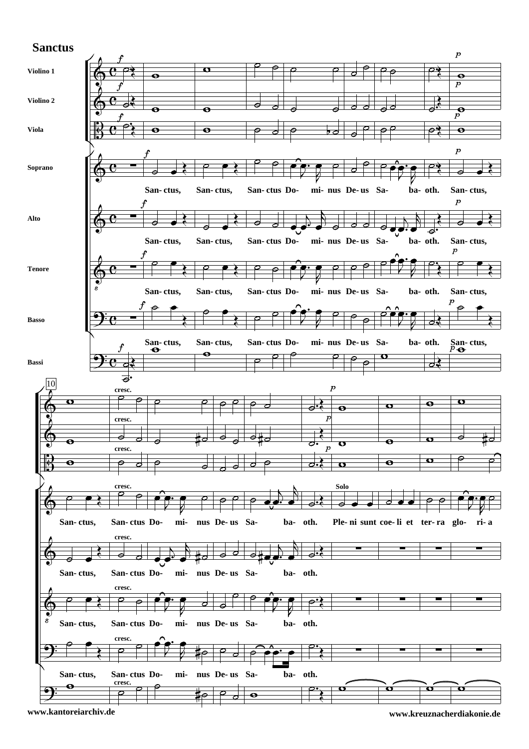# Sanctus

Violino 1
Violino 2
Viola
Soprano
Alto
Tenore
Basso
Bassi

San- ctus, San- ctus, San- ctus Do- mi- nus De- us Sa- ba- oth. San- ctus,

San- ctus, San- ctus Do- mi- nus De- us Sa- ba- oth. Ple- ni sunt coe- li et ter- ra glo- ri- a

San- ctus, San- ctus Do- mi- nus De- us Sa- ba- oth.

www.kantoreiarchiv.de

www.kreuznacherdiakonie.de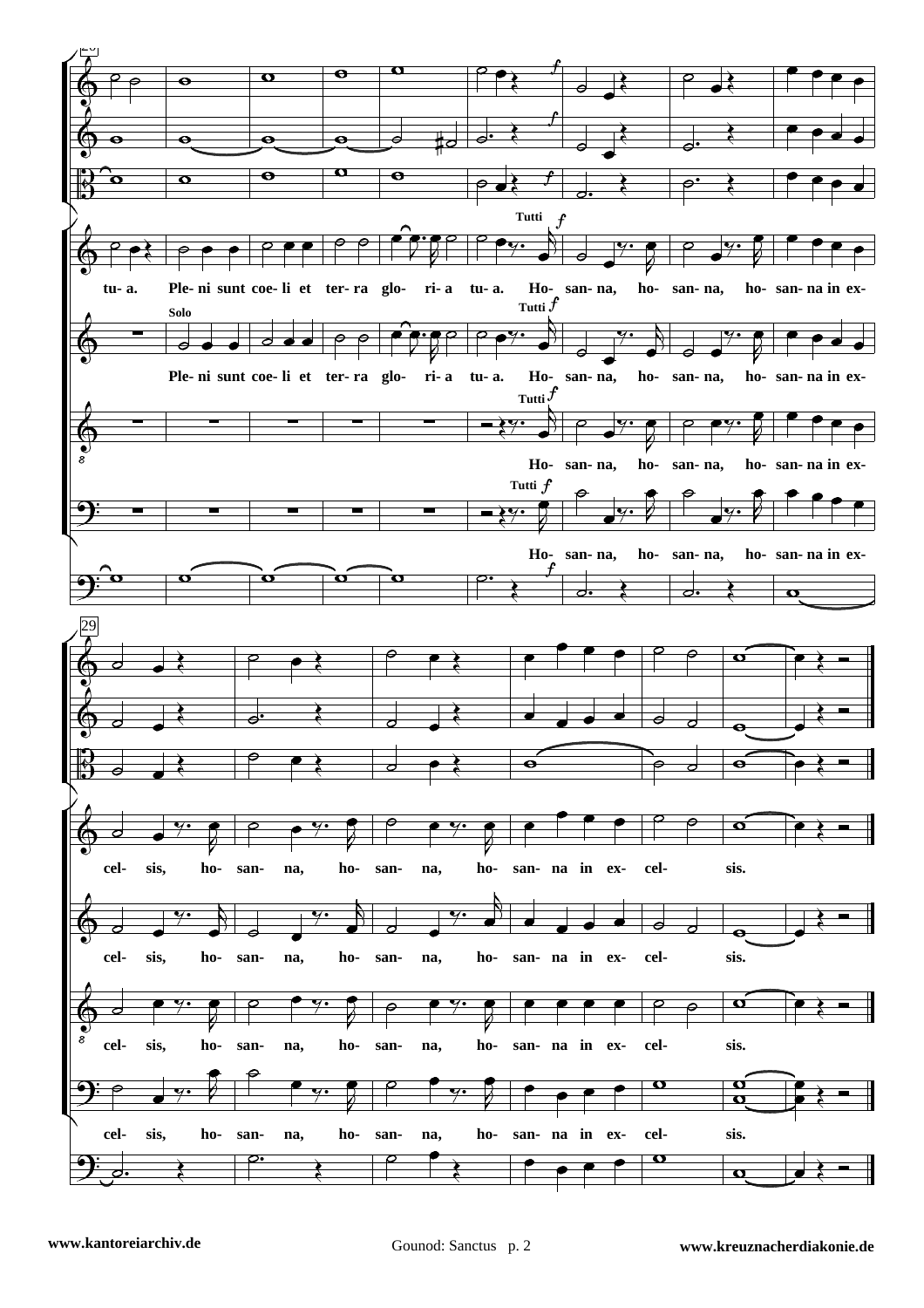tu- a. Ple- ni sunt coe- li et ter- ra glo- ri- a tu- a. Ho- san- na, ho- san- na, ho- san- na in ex-

Solo

Ple- ni sunt coe- li et ter- ra glo- ri- a tu- a. Ho- san- na, ho- san- na, ho- san- na in ex-

Tutti

Ho- san- na, ho- san- na, ho- san- na in ex-

Ho- san- na, ho- san- na, ho- san- na in ex-

29

cel- sis, ho- san- na, ho- san- na, ho- san- na in ex- cel- sis.

cel- sis, ho- san- na, ho- san- na, ho- san- na in ex- cel- sis.

cel- sis, ho- san- na, ho- san- na, ho- san- na in ex- cel- sis.

cel- sis, ho- san- na, ho- san- na, ho- san- na in ex- cel- sis.